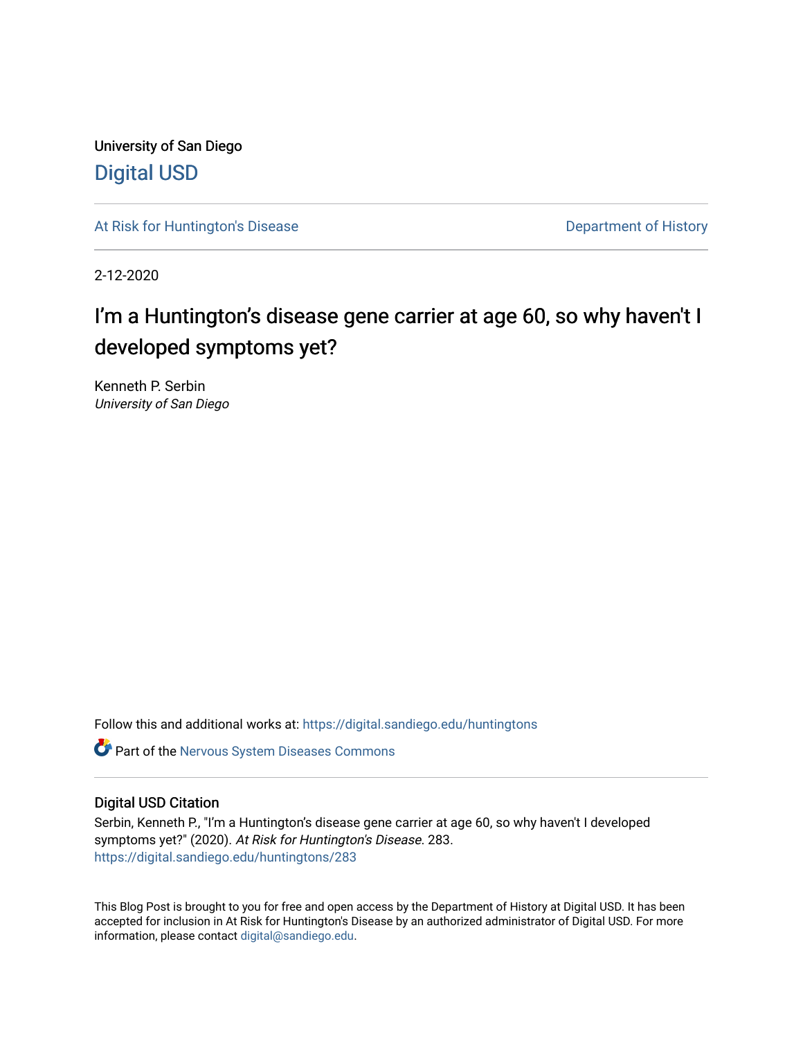University of San Diego

# Digital USD

At Risk for Huntington's Disease | Department of History

2-12-2020

## I'm a Huntington's disease gene carrier at age 60, so why haven't I developed symptoms yet?

Kenneth P. Serbin
*University of San Diego*

Follow this and additional works at: https://digital.sandiego.edu/huntingtons

Part of the Nervous System Diseases Commons

### Digital USD Citation

Serbin, Kenneth P., "I'm a Huntington's disease gene carrier at age 60, so why haven't I developed symptoms yet?" (2020). *At Risk for Huntington's Disease*. 283.
https://digital.sandiego.edu/huntingtons/283

This Blog Post is brought to you for free and open access by the Department of History at Digital USD. It has been accepted for inclusion in At Risk for Huntington's Disease by an authorized administrator of Digital USD. For more information, please contact digital@sandiego.edu.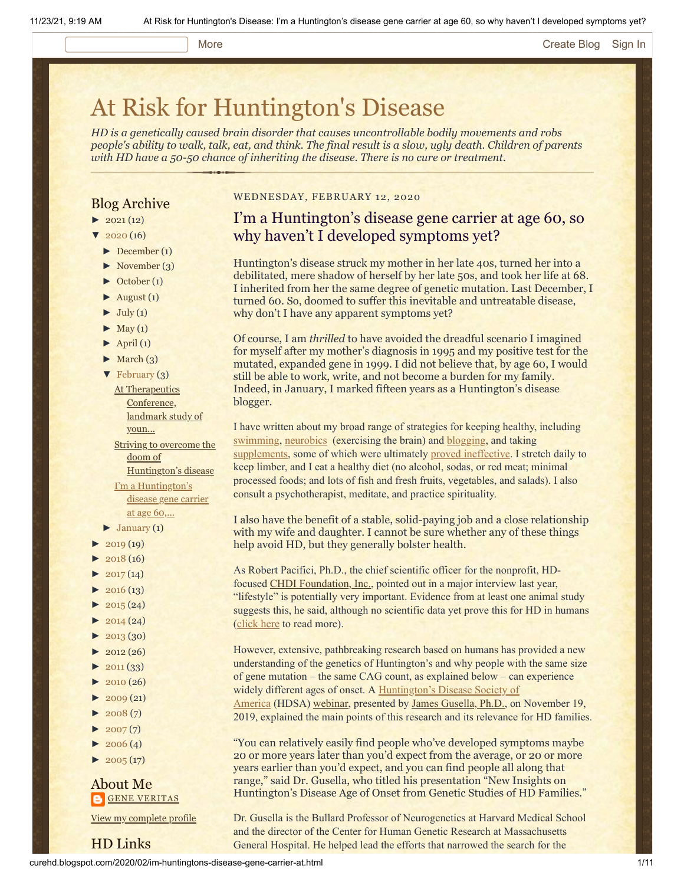# At Risk for Huntington's Disease

*HD is a genetically caused brain disorder that causes uncontrollable bodily movements and robs people's ability to walk, talk, eat, and think. The final result is a slow, ugly death. Children of parents with HD have a 50-50 chance of inheriting the disease. There is no cure or treatment.*

## Blog Archive

- ► 2021 (12)
- ▼ 2020 (16)
  - ► December (1)
  - ► November (3)
  - ► October (1)
  - ► August (1)
  - ► July (1)
  - ► May (1)
  - ► April (1)
  - ► March (3)
  - ▼ February (3)
    - At Therapeutics Conference, landmark study of youn...
    - Striving to overcome the doom of Huntington's disease
    - I'm a Huntington's disease gene carrier at age 60,...
  - ► January (1)
- ► 2019 (19)
- ► 2018 (16)
- ► 2017 (14)
- ► 2016 (13)
- ► 2015 (24)
- ► 2014 (24)
- ► 2013 (30)
- ► 2012 (26)
- ► 2011 (33)
- ► 2010 (26)
- ► 2009 (21)
- ► 2008 (7)
- ► 2007 (7)
- ► 2006 (4)
- ► 2005 (17)

## About Me

GENE VERITAS

View my complete profile

## HD Links

WEDNESDAY, FEBRUARY 12, 2020

## I'm a Huntington's disease gene carrier at age 60, so why haven't I developed symptoms yet?

Huntington's disease struck my mother in her late 40s, turned her into a debilitated, mere shadow of herself by her late 50s, and took her life at 68. I inherited from her the same degree of genetic mutation. Last December, I turned 60. So, doomed to suffer this inevitable and untreatable disease, why don't I have any apparent symptoms yet?

Of course, I am *thrilled* to have avoided the dreadful scenario I imagined for myself after my mother's diagnosis in 1995 and my positive test for the mutated, expanded gene in 1999. I did not believe that, by age 60, I would still be able to work, write, and not become a burden for my family. Indeed, in January, I marked fifteen years as a Huntington's disease blogger.

I have written about my broad range of strategies for keeping healthy, including swimming, neurobics (exercising the brain) and blogging, and taking supplements, some of which were ultimately proved ineffective. I stretch daily to keep limber, and I eat a healthy diet (no alcohol, sodas, or red meat; minimal processed foods; and lots of fish and fresh fruits, vegetables, and salads). I also consult a psychotherapist, meditate, and practice spirituality.

I also have the benefit of a stable, solid-paying job and a close relationship with my wife and daughter. I cannot be sure whether any of these things help avoid HD, but they generally bolster health.

As Robert Pacifici, Ph.D., the chief scientific officer for the nonprofit, HD-focused CHDI Foundation, Inc., pointed out in a major interview last year, "lifestyle" is potentially very important. Evidence from at least one animal study suggests this, he said, although no scientific data yet prove this for HD in humans (click here to read more).

However, extensive, pathbreaking research based on humans has provided a new understanding of the genetics of Huntington's and why people with the same size of gene mutation – the same CAG count, as explained below – can experience widely different ages of onset. A Huntington's Disease Society of America (HDSA) webinar, presented by James Gusella, Ph.D., on November 19, 2019, explained the main points of this research and its relevance for HD families.

"You can relatively easily find people who've developed symptoms maybe 20 or more years later than you'd expect from the average, or 20 or more years earlier than you'd expect, and you can find people all along that range," said Dr. Gusella, who titled his presentation "New Insights on Huntington's Disease Age of Onset from Genetic Studies of HD Families."

Dr. Gusella is the Bullard Professor of Neurogenetics at Harvard Medical School and the director of the Center for Human Genetic Research at Massachusetts General Hospital. He helped lead the efforts that narrowed the search for the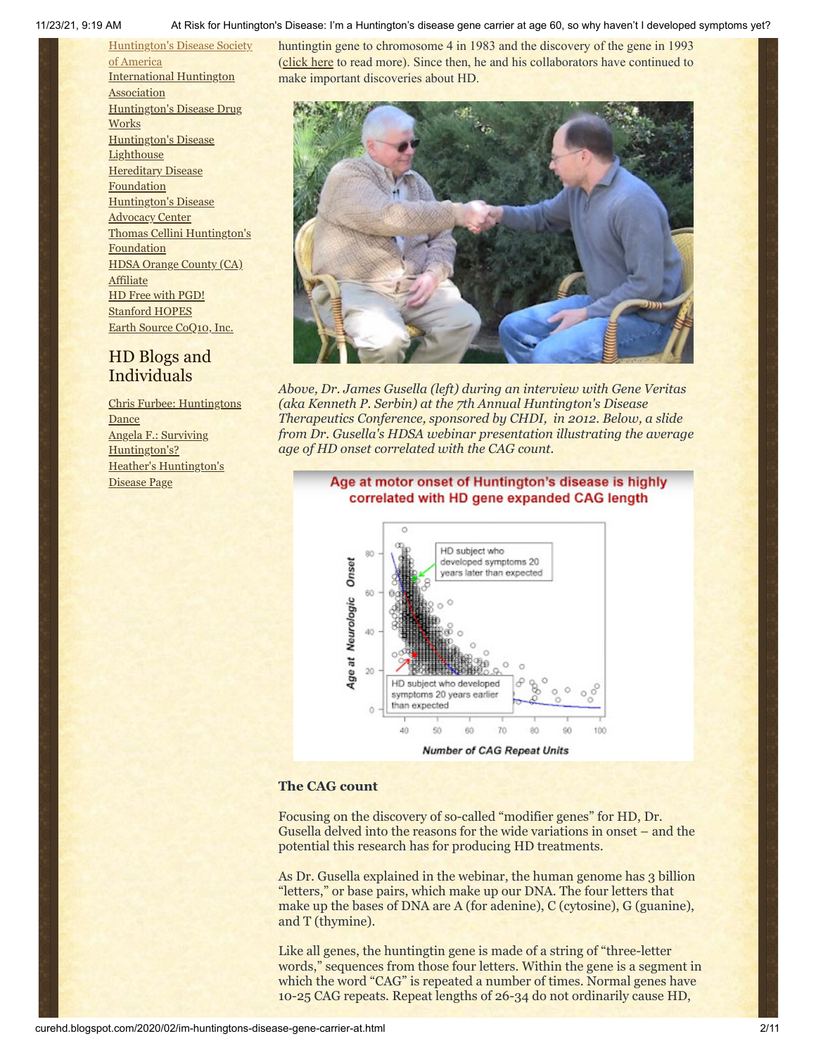[Huntington's Disease Society of America](#)
[International Huntington Association](#)
[Huntington's Disease Drug Works](#)
[Huntington's Disease Lighthouse](#)
[Hereditary Disease Foundation](#)
[Huntington's Disease Advocacy Center](#)
[Thomas Cellini Huntington's Foundation](#)
[HDSA Orange County (CA) Affiliate](#)
[HD Free with PGD!](#)
[Stanford HOPES](#)
[Earth Source CoQ10, Inc.](#)

## HD Blogs and Individuals

[Chris Furbee: Huntingtons Dance](#)
[Angela F.: Surviving Huntington's?](#)
[Heather's Huntington's Disease Page](#)

huntingtin gene to chromosome 4 in 1983 and the discovery of the gene in 1993 (click here to read more). Since then, he and his collaborators have continued to make important discoveries about HD.

*Above, Dr. James Gusella (left) during an interview with Gene Veritas (aka Kenneth P. Serbin) at the 7th Annual Huntington's Disease Therapeutics Conference, sponsored by CHDI, in 2012. Below, a slide from Dr. Gusella's HDSA webinar presentation illustrating the average age of HD onset correlated with the CAG count.*

### The CAG count

Focusing on the discovery of so-called "modifier genes" for HD, Dr. Gusella delved into the reasons for the wide variations in onset – and the potential this research has for producing HD treatments.

As Dr. Gusella explained in the webinar, the human genome has 3 billion "letters," or base pairs, which make up our DNA. The four letters that make up the bases of DNA are A (for adenine), C (cytosine), G (guanine), and T (thymine).

Like all genes, the huntingtin gene is made of a string of "three-letter words," sequences from those four letters. Within the gene is a segment in which the word "CAG" is repeated a number of times. Normal genes have 10-25 CAG repeats. Repeat lengths of 26-34 do not ordinarily cause HD,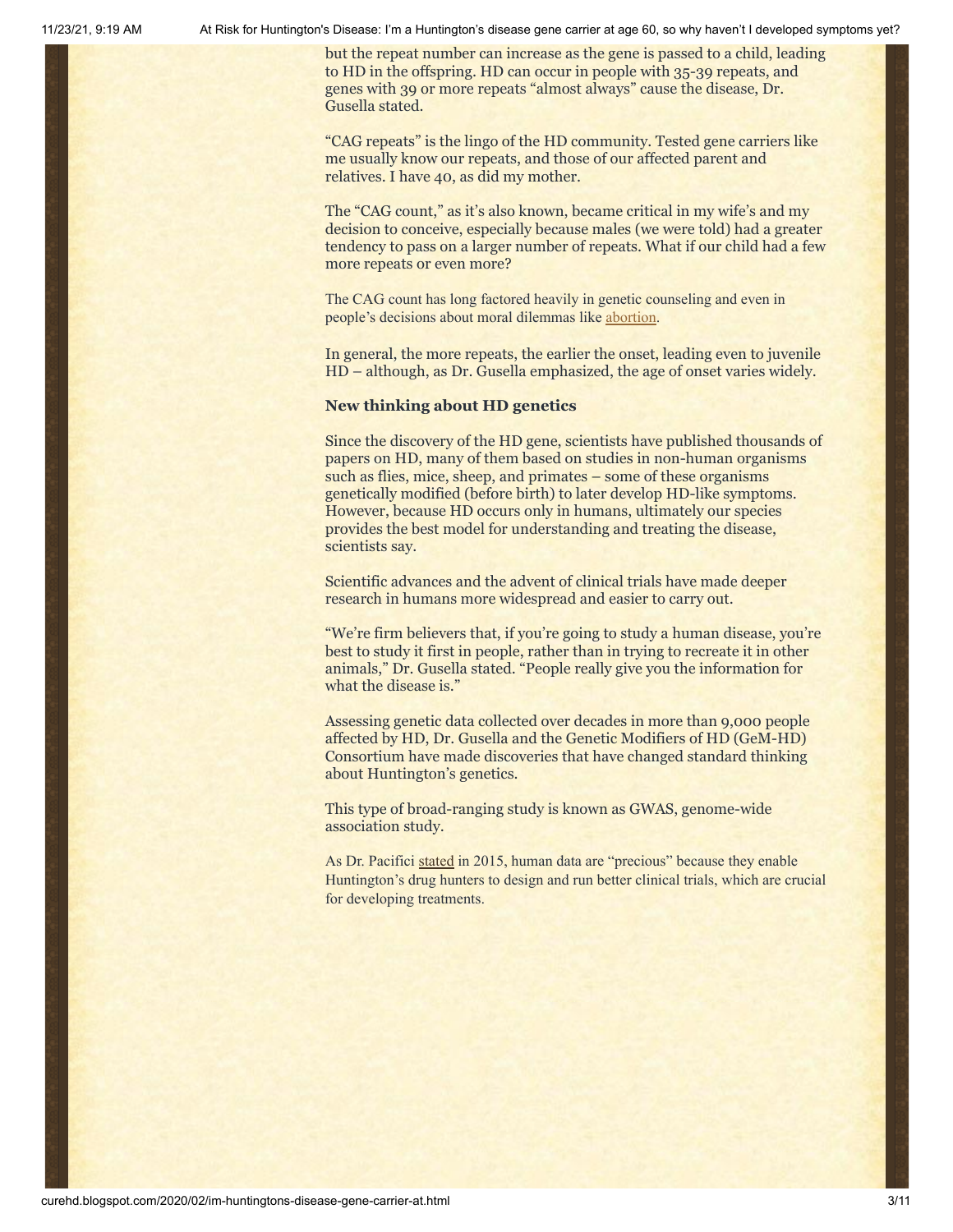but the repeat number can increase as the gene is passed to a child, leading to HD in the offspring. HD can occur in people with 35-39 repeats, and genes with 39 or more repeats "almost always" cause the disease, Dr. Gusella stated.

"CAG repeats" is the lingo of the HD community. Tested gene carriers like me usually know our repeats, and those of our affected parent and relatives. I have 40, as did my mother.

The "CAG count," as it's also known, became critical in my wife's and my decision to conceive, especially because males (we were told) had a greater tendency to pass on a larger number of repeats. What if our child had a few more repeats or even more?

The CAG count has long factored heavily in genetic counseling and even in people's decisions about moral dilemmas like abortion.

In general, the more repeats, the earlier the onset, leading even to juvenile HD – although, as Dr. Gusella emphasized, the age of onset varies widely.

**New thinking about HD genetics**

Since the discovery of the HD gene, scientists have published thousands of papers on HD, many of them based on studies in non-human organisms such as flies, mice, sheep, and primates – some of these organisms genetically modified (before birth) to later develop HD-like symptoms. However, because HD occurs only in humans, ultimately our species provides the best model for understanding and treating the disease, scientists say.

Scientific advances and the advent of clinical trials have made deeper research in humans more widespread and easier to carry out.

"We're firm believers that, if you're going to study a human disease, you're best to study it first in people, rather than in trying to recreate it in other animals," Dr. Gusella stated. "People really give you the information for what the disease is."

Assessing genetic data collected over decades in more than 9,000 people affected by HD, Dr. Gusella and the Genetic Modifiers of HD (GeM-HD) Consortium have made discoveries that have changed standard thinking about Huntington's genetics.

This type of broad-ranging study is known as GWAS, genome-wide association study.

As Dr. Pacifici stated in 2015, human data are "precious" because they enable Huntington's drug hunters to design and run better clinical trials, which are crucial for developing treatments.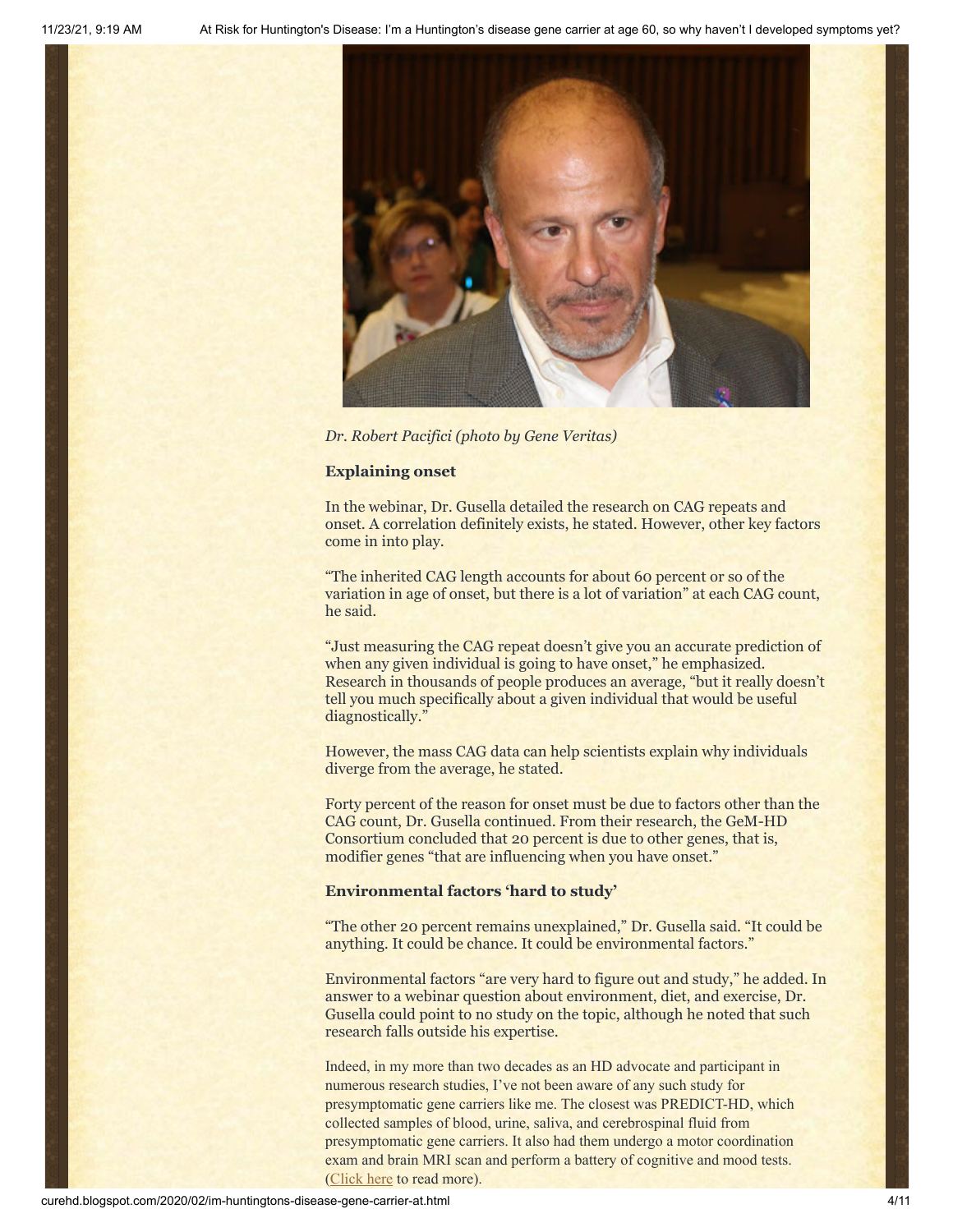*Dr. Robert Pacifici (photo by Gene Veritas)*

**Explaining onset**

In the webinar, Dr. Gusella detailed the research on CAG repeats and onset. A correlation definitely exists, he stated. However, other key factors come in into play.

"The inherited CAG length accounts for about 60 percent or so of the variation in age of onset, but there is a lot of variation" at each CAG count, he said.

"Just measuring the CAG repeat doesn't give you an accurate prediction of when any given individual is going to have onset," he emphasized. Research in thousands of people produces an average, "but it really doesn't tell you much specifically about a given individual that would be useful diagnostically."

However, the mass CAG data can help scientists explain why individuals diverge from the average, he stated.

Forty percent of the reason for onset must be due to factors other than the CAG count, Dr. Gusella continued. From their research, the GeM-HD Consortium concluded that 20 percent is due to other genes, that is, modifier genes "that are influencing when you have onset."

**Environmental factors 'hard to study'**

"The other 20 percent remains unexplained," Dr. Gusella said. "It could be anything. It could be chance. It could be environmental factors."

Environmental factors "are very hard to figure out and study," he added. In answer to a webinar question about environment, diet, and exercise, Dr. Gusella could point to no study on the topic, although he noted that such research falls outside his expertise.

Indeed, in my more than two decades as an HD advocate and participant in numerous research studies, I've not been aware of any such study for presymptomatic gene carriers like me. The closest was PREDICT-HD, which collected samples of blood, urine, saliva, and cerebrospinal fluid from presymptomatic gene carriers. It also had them undergo a motor coordination exam and brain MRI scan and perform a battery of cognitive and mood tests. (Click here to read more).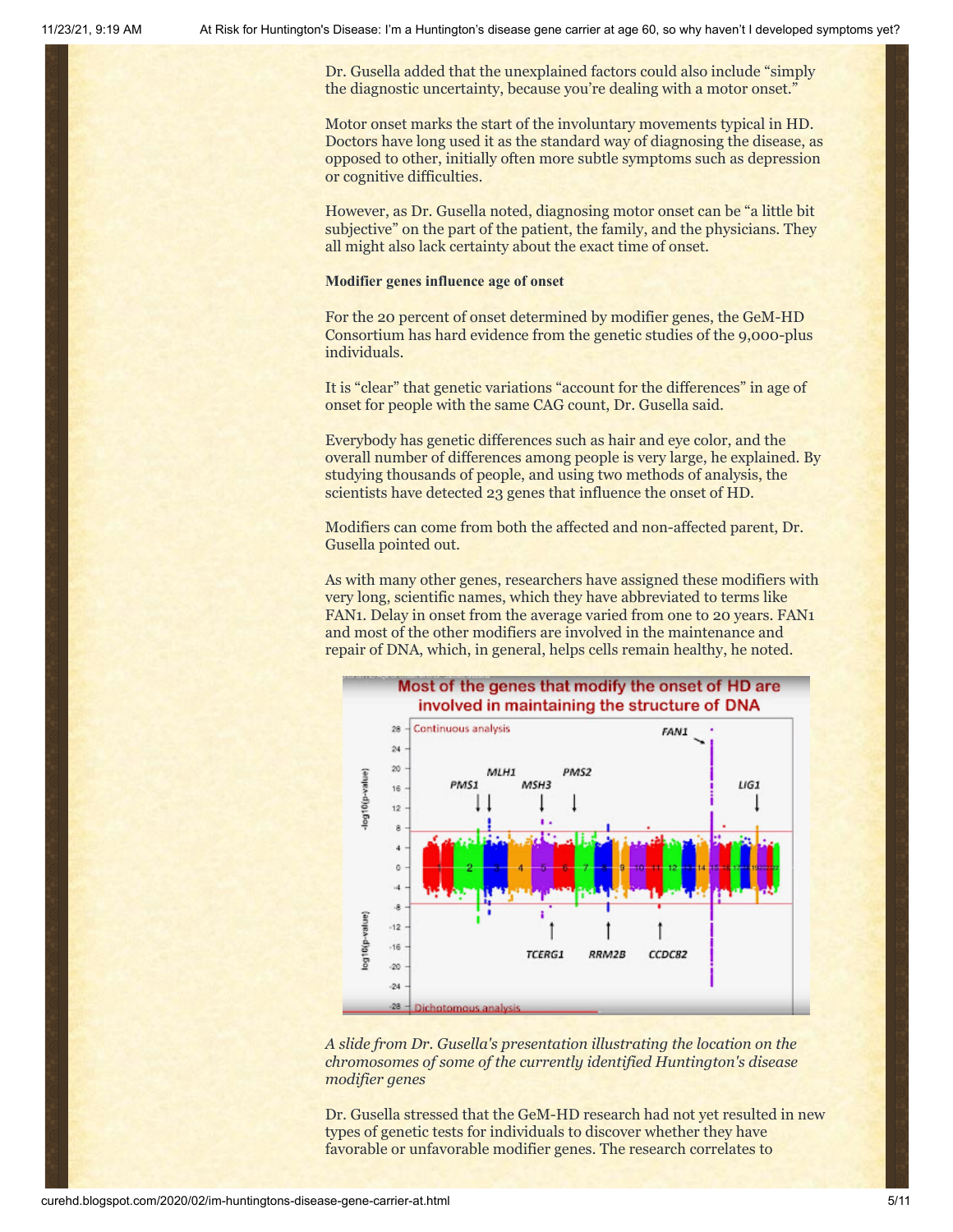Dr. Gusella added that the unexplained factors could also include "simply the diagnostic uncertainty, because you're dealing with a motor onset."

Motor onset marks the start of the involuntary movements typical in HD. Doctors have long used it as the standard way of diagnosing the disease, as opposed to other, initially often more subtle symptoms such as depression or cognitive difficulties.

However, as Dr. Gusella noted, diagnosing motor onset can be "a little bit subjective" on the part of the patient, the family, and the physicians. They all might also lack certainty about the exact time of onset.

**Modifier genes influence age of onset**

For the 20 percent of onset determined by modifier genes, the GeM-HD Consortium has hard evidence from the genetic studies of the 9,000-plus individuals.

It is "clear" that genetic variations "account for the differences" in age of onset for people with the same CAG count, Dr. Gusella said.

Everybody has genetic differences such as hair and eye color, and the overall number of differences among people is very large, he explained. By studying thousands of people, and using two methods of analysis, the scientists have detected 23 genes that influence the onset of HD.

Modifiers can come from both the affected and non-affected parent, Dr. Gusella pointed out.

As with many other genes, researchers have assigned these modifiers with very long, scientific names, which they have abbreviated to terms like FAN1. Delay in onset from the average varied from one to 20 years. FAN1 and most of the other modifiers are involved in the maintenance and repair of DNA, which, in general, helps cells remain healthy, he noted.

*A slide from Dr. Gusella's presentation illustrating the location on the chromosomes of some of the currently identified Huntington's disease modifier genes*

Dr. Gusella stressed that the GeM-HD research had not yet resulted in new types of genetic tests for individuals to discover whether they have favorable or unfavorable modifier genes. The research correlates to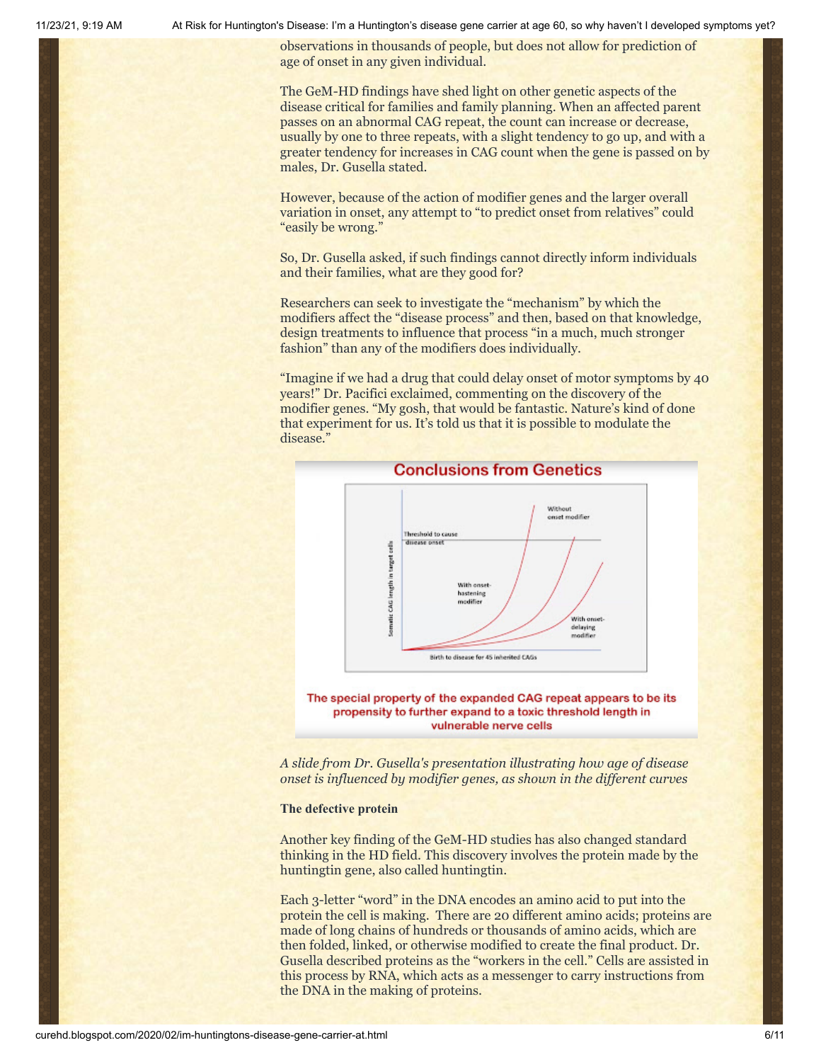observations in thousands of people, but does not allow for prediction of age of onset in any given individual.

The GeM-HD findings have shed light on other genetic aspects of the disease critical for families and family planning. When an affected parent passes on an abnormal CAG repeat, the count can increase or decrease, usually by one to three repeats, with a slight tendency to go up, and with a greater tendency for increases in CAG count when the gene is passed on by males, Dr. Gusella stated.

However, because of the action of modifier genes and the larger overall variation in onset, any attempt to "to predict onset from relatives" could "easily be wrong."

So, Dr. Gusella asked, if such findings cannot directly inform individuals and their families, what are they good for?

Researchers can seek to investigate the "mechanism" by which the modifiers affect the "disease process" and then, based on that knowledge, design treatments to influence that process "in a much, much stronger fashion" than any of the modifiers does individually.

"Imagine if we had a drug that could delay onset of motor symptoms by 40 years!" Dr. Pacifici exclaimed, commenting on the discovery of the modifier genes. "My gosh, that would be fantastic. Nature's kind of done that experiment for us. It's told us that it is possible to modulate the disease."

*A slide from Dr. Gusella's presentation illustrating how age of disease onset is influenced by modifier genes, as shown in the different curves*

**The defective protein**

Another key finding of the GeM-HD studies has also changed standard thinking in the HD field. This discovery involves the protein made by the huntingtin gene, also called huntingtin.

Each 3-letter "word" in the DNA encodes an amino acid to put into the protein the cell is making. There are 20 different amino acids; proteins are made of long chains of hundreds or thousands of amino acids, which are then folded, linked, or otherwise modified to create the final product. Dr. Gusella described proteins as the "workers in the cell." Cells are assisted in this process by RNA, which acts as a messenger to carry instructions from the DNA in the making of proteins.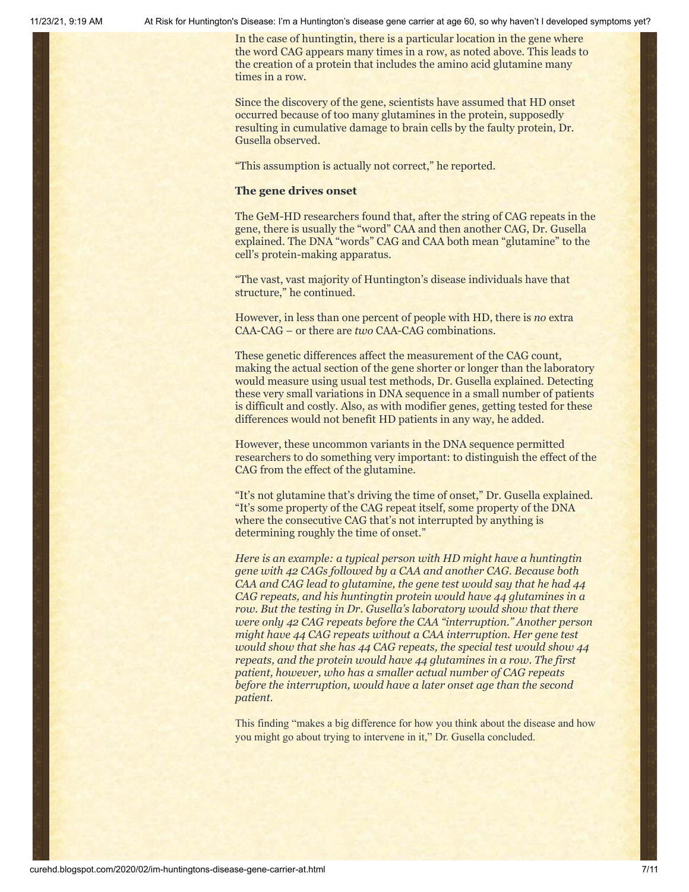In the case of huntingtin, there is a particular location in the gene where the word CAG appears many times in a row, as noted above. This leads to the creation of a protein that includes the amino acid glutamine many times in a row.

Since the discovery of the gene, scientists have assumed that HD onset occurred because of too many glutamines in the protein, supposedly resulting in cumulative damage to brain cells by the faulty protein, Dr. Gusella observed.

"This assumption is actually not correct," he reported.

**The gene drives onset**

The GeM-HD researchers found that, after the string of CAG repeats in the gene, there is usually the "word" CAA and then another CAG, Dr. Gusella explained. The DNA "words" CAG and CAA both mean "glutamine" to the cell's protein-making apparatus.

"The vast, vast majority of Huntington's disease individuals have that structure," he continued.

However, in less than one percent of people with HD, there is *no* extra CAA-CAG – or there are *two* CAA-CAG combinations.

These genetic differences affect the measurement of the CAG count, making the actual section of the gene shorter or longer than the laboratory would measure using usual test methods, Dr. Gusella explained. Detecting these very small variations in DNA sequence in a small number of patients is difficult and costly. Also, as with modifier genes, getting tested for these differences would not benefit HD patients in any way, he added.

However, these uncommon variants in the DNA sequence permitted researchers to do something very important: to distinguish the effect of the CAG from the effect of the glutamine.

"It's not glutamine that's driving the time of onset," Dr. Gusella explained. "It's some property of the CAG repeat itself, some property of the DNA where the consecutive CAG that's not interrupted by anything is determining roughly the time of onset."

*Here is an example: a typical person with HD might have a huntingtin gene with 42 CAGs followed by a CAA and another CAG. Because both CAA and CAG lead to glutamine, the gene test would say that he had 44 CAG repeats, and his huntingtin protein would have 44 glutamines in a row. But the testing in Dr. Gusella's laboratory would show that there were only 42 CAG repeats before the CAA "interruption." Another person might have 44 CAG repeats without a CAA interruption. Her gene test would show that she has 44 CAG repeats, the special test would show 44 repeats, and the protein would have 44 glutamines in a row. The first patient, however, who has a smaller actual number of CAG repeats before the interruption, would have a later onset age than the second patient.*

This finding "makes a big difference for how you think about the disease and how you might go about trying to intervene in it," Dr. Gusella concluded.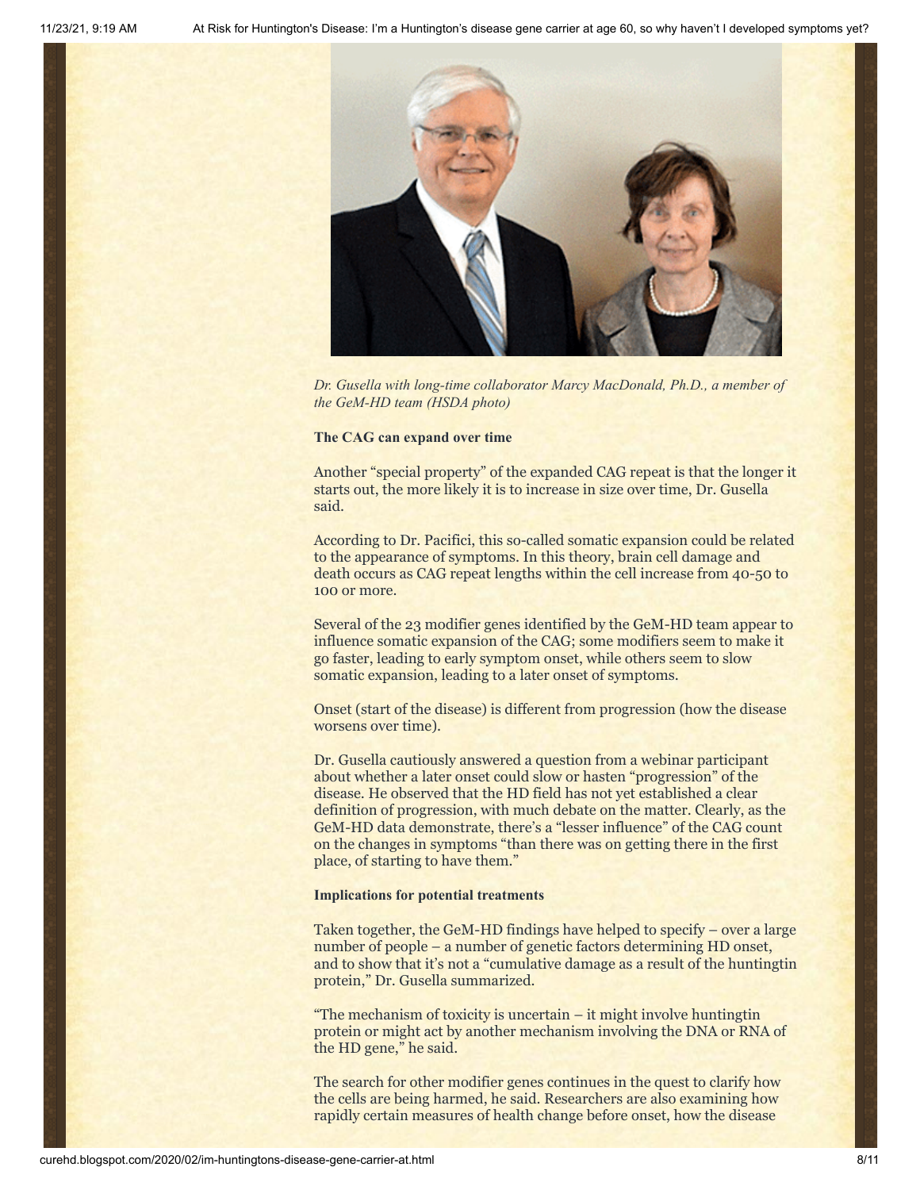*Dr. Gusella with long-time collaborator Marcy MacDonald, Ph.D., a member of the GeM-HD team (HSDA photo)*

**The CAG can expand over time**

Another "special property" of the expanded CAG repeat is that the longer it starts out, the more likely it is to increase in size over time, Dr. Gusella said.

According to Dr. Pacifici, this so-called somatic expansion could be related to the appearance of symptoms. In this theory, brain cell damage and death occurs as CAG repeat lengths within the cell increase from 40-50 to 100 or more.

Several of the 23 modifier genes identified by the GeM-HD team appear to influence somatic expansion of the CAG; some modifiers seem to make it go faster, leading to early symptom onset, while others seem to slow somatic expansion, leading to a later onset of symptoms.

Onset (start of the disease) is different from progression (how the disease worsens over time).

Dr. Gusella cautiously answered a question from a webinar participant about whether a later onset could slow or hasten "progression" of the disease. He observed that the HD field has not yet established a clear definition of progression, with much debate on the matter. Clearly, as the GeM-HD data demonstrate, there's a "lesser influence" of the CAG count on the changes in symptoms "than there was on getting there in the first place, of starting to have them."

**Implications for potential treatments**

Taken together, the GeM-HD findings have helped to specify – over a large number of people – a number of genetic factors determining HD onset, and to show that it's not a "cumulative damage as a result of the huntingtin protein," Dr. Gusella summarized.

"The mechanism of toxicity is uncertain – it might involve huntingtin protein or might act by another mechanism involving the DNA or RNA of the HD gene," he said.

The search for other modifier genes continues in the quest to clarify how the cells are being harmed, he said. Researchers are also examining how rapidly certain measures of health change before onset, how the disease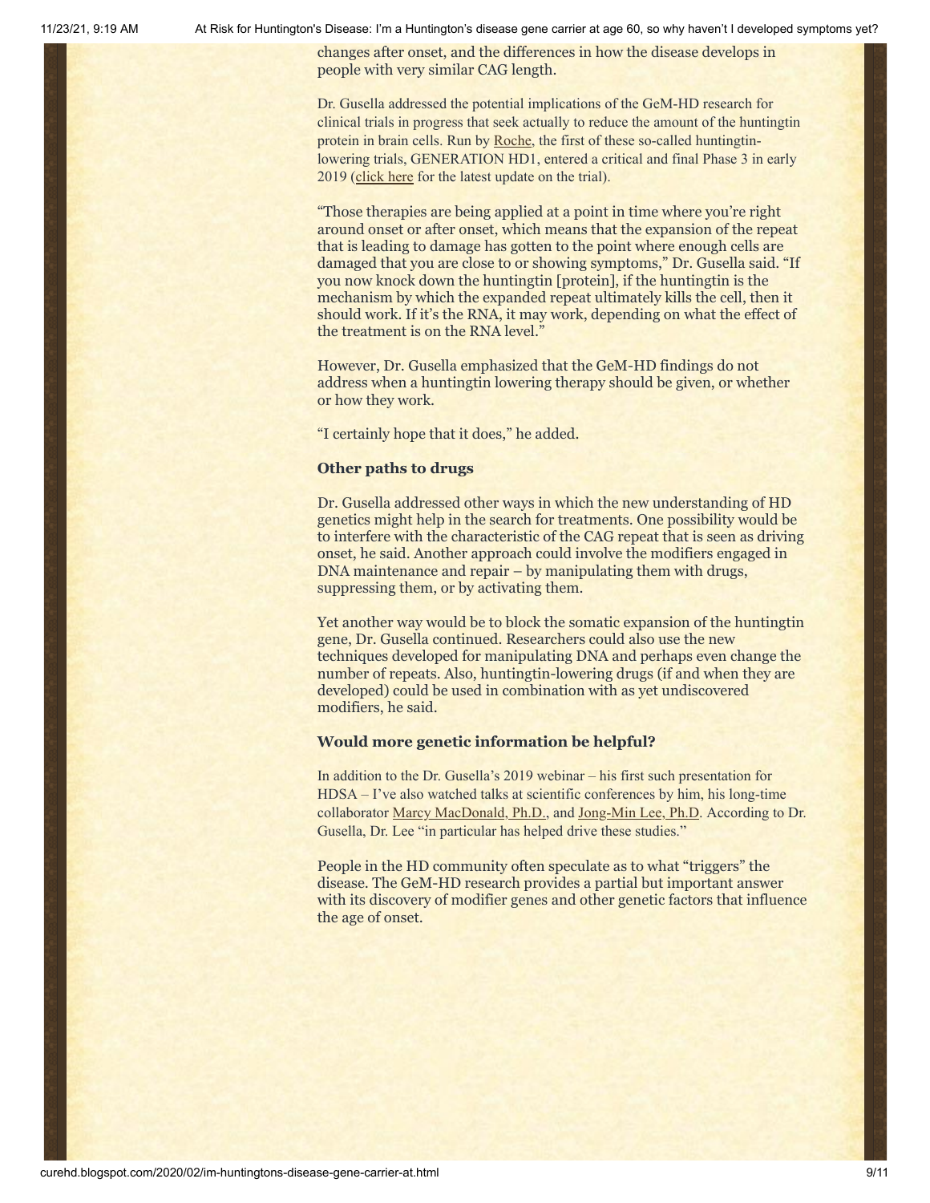changes after onset, and the differences in how the disease develops in people with very similar CAG length.

Dr. Gusella addressed the potential implications of the GeM-HD research for clinical trials in progress that seek actually to reduce the amount of the huntingtin protein in brain cells. Run by Roche, the first of these so-called huntingtin-lowering trials, GENERATION HD1, entered a critical and final Phase 3 in early 2019 (click here for the latest update on the trial).

"Those therapies are being applied at a point in time where you're right around onset or after onset, which means that the expansion of the repeat that is leading to damage has gotten to the point where enough cells are damaged that you are close to or showing symptoms," Dr. Gusella said. "If you now knock down the huntingtin [protein], if the huntingtin is the mechanism by which the expanded repeat ultimately kills the cell, then it should work. If it's the RNA, it may work, depending on what the effect of the treatment is on the RNA level."

However, Dr. Gusella emphasized that the GeM-HD findings do not address when a huntingtin lowering therapy should be given, or whether or how they work.

"I certainly hope that it does," he added.

### Other paths to drugs

Dr. Gusella addressed other ways in which the new understanding of HD genetics might help in the search for treatments. One possibility would be to interfere with the characteristic of the CAG repeat that is seen as driving onset, he said. Another approach could involve the modifiers engaged in DNA maintenance and repair – by manipulating them with drugs, suppressing them, or by activating them.

Yet another way would be to block the somatic expansion of the huntingtin gene, Dr. Gusella continued. Researchers could also use the new techniques developed for manipulating DNA and perhaps even change the number of repeats. Also, huntingtin-lowering drugs (if and when they are developed) could be used in combination with as yet undiscovered modifiers, he said.

### Would more genetic information be helpful?

In addition to the Dr. Gusella's 2019 webinar – his first such presentation for HDSA – I've also watched talks at scientific conferences by him, his long-time collaborator Marcy MacDonald, Ph.D., and Jong-Min Lee, Ph.D. According to Dr. Gusella, Dr. Lee "in particular has helped drive these studies."

People in the HD community often speculate as to what "triggers" the disease. The GeM-HD research provides a partial but important answer with its discovery of modifier genes and other genetic factors that influence the age of onset.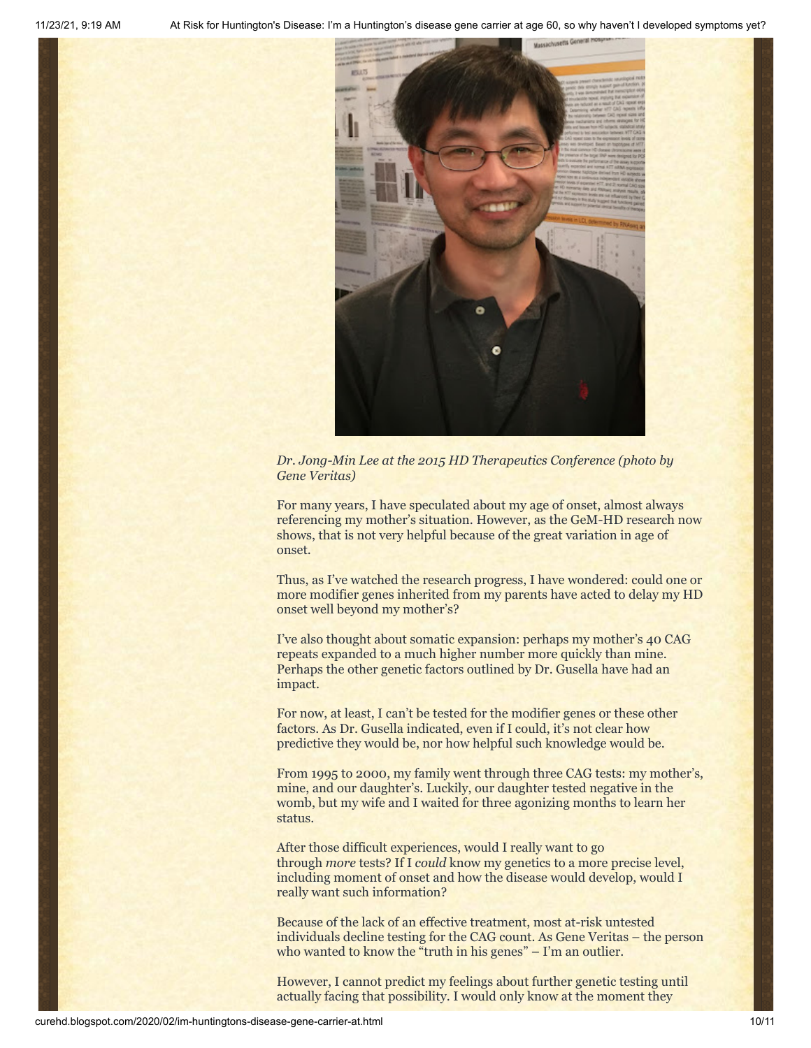*Dr. Jong-Min Lee at the 2015 HD Therapeutics Conference (photo by Gene Veritas)*

For many years, I have speculated about my age of onset, almost always referencing my mother's situation. However, as the GeM-HD research now shows, that is not very helpful because of the great variation in age of onset.

Thus, as I've watched the research progress, I have wondered: could one or more modifier genes inherited from my parents have acted to delay my HD onset well beyond my mother's?

I've also thought about somatic expansion: perhaps my mother's 40 CAG repeats expanded to a much higher number more quickly than mine. Perhaps the other genetic factors outlined by Dr. Gusella have had an impact.

For now, at least, I can't be tested for the modifier genes or these other factors. As Dr. Gusella indicated, even if I could, it's not clear how predictive they would be, nor how helpful such knowledge would be.

From 1995 to 2000, my family went through three CAG tests: my mother's, mine, and our daughter's. Luckily, our daughter tested negative in the womb, but my wife and I waited for three agonizing months to learn her status.

After those difficult experiences, would I really want to go through *more* tests? If I *could* know my genetics to a more precise level, including moment of onset and how the disease would develop, would I really want such information?

Because of the lack of an effective treatment, most at-risk untested individuals decline testing for the CAG count. As Gene Veritas – the person who wanted to know the "truth in his genes" – I'm an outlier.

However, I cannot predict my feelings about further genetic testing until actually facing that possibility. I would only know at the moment they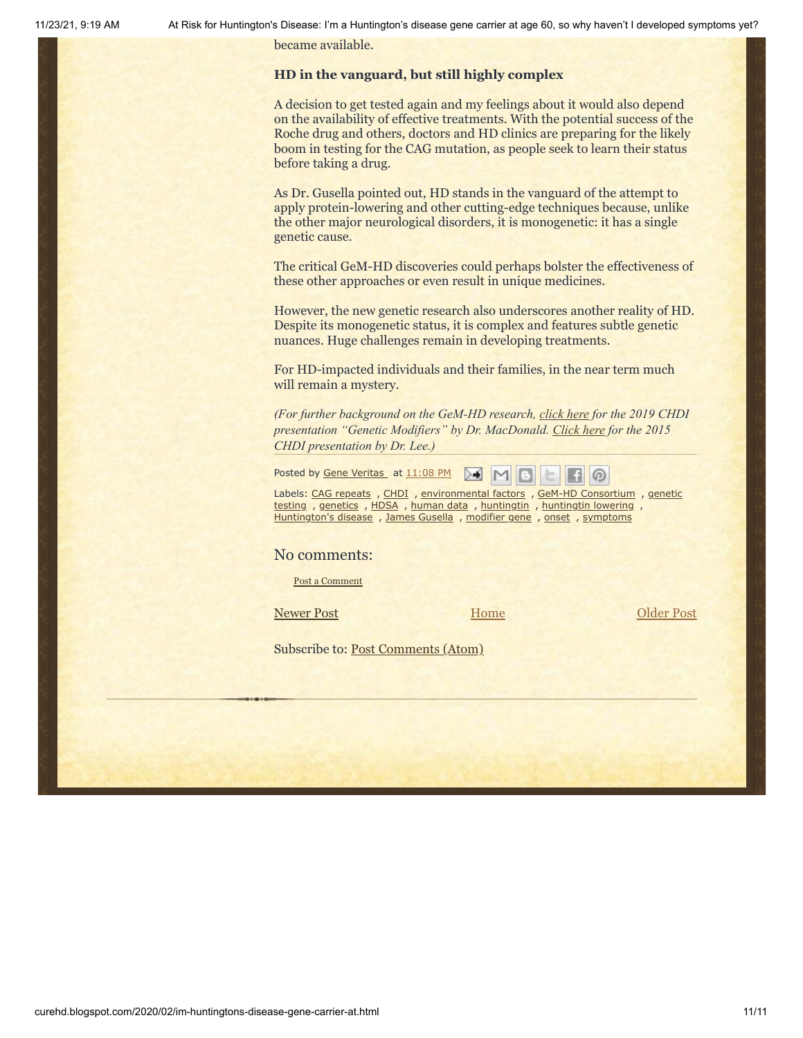became available.

**HD in the vanguard, but still highly complex**

A decision to get tested again and my feelings about it would also depend on the availability of effective treatments. With the potential success of the Roche drug and others, doctors and HD clinics are preparing for the likely boom in testing for the CAG mutation, as people seek to learn their status before taking a drug.

As Dr. Gusella pointed out, HD stands in the vanguard of the attempt to apply protein-lowering and other cutting-edge techniques because, unlike the other major neurological disorders, it is monogenetic: it has a single genetic cause.

The critical GeM-HD discoveries could perhaps bolster the effectiveness of these other approaches or even result in unique medicines.

However, the new genetic research also underscores another reality of HD. Despite its monogenetic status, it is complex and features subtle genetic nuances. Huge challenges remain in developing treatments.

For HD-impacted individuals and their families, in the near term much will remain a mystery.

*(For further background on the GeM-HD research, click here for the 2019 CHDI presentation "Genetic Modifiers" by Dr. MacDonald. Click here for the 2015 CHDI presentation by Dr. Lee.)*

Posted by Gene Veritas at 11:08 PM

Labels: CAG repeats , CHDI , environmental factors , GeM-HD Consortium , genetic testing , genetics , HDSA , human data , huntingtin , huntingtin lowering , Huntington's disease , James Gusella , modifier gene , onset , symptoms

No comments:

Post a Comment

Newer Post Home Older Post

Subscribe to: Post Comments (Atom)